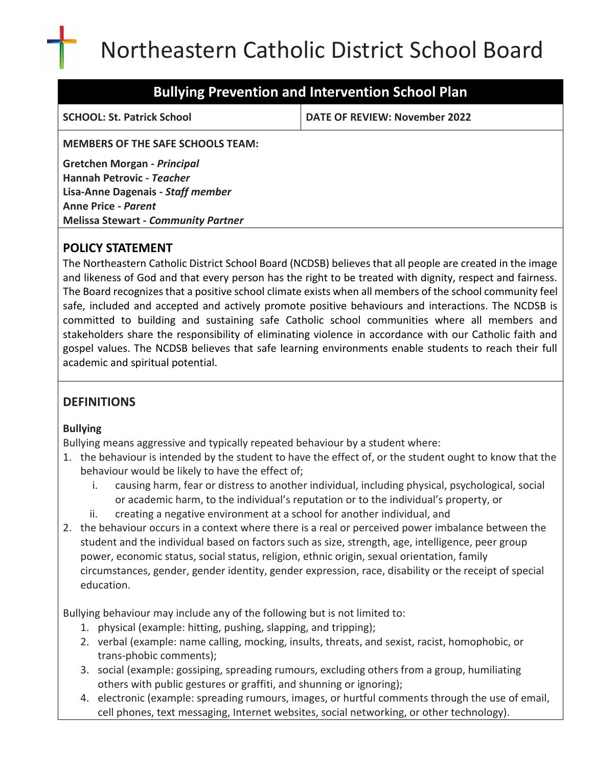# Northeastern Catholic District School Board

## Bullying Prevention and Intervention School Plan

| **SCHOOL: St. Patrick School** | **DATE OF REVIEW: November 2022** |
|---|---|

**MEMBERS OF THE SAFE SCHOOLS TEAM:**

**Gretchen Morgan - *Principal***
**Hannah Petrovic - *Teacher***
**Lisa-Anne Dagenais - *Staff member***
**Anne Price - *Parent***
**Melissa Stewart - *Community Partner***

## POLICY STATEMENT

The Northeastern Catholic District School Board (NCDSB) believes that all people are created in the image and likeness of God and that every person has the right to be treated with dignity, respect and fairness. The Board recognizes that a positive school climate exists when all members of the school community feel safe, included and accepted and actively promote positive behaviours and interactions. The NCDSB is committed to building and sustaining safe Catholic school communities where all members and stakeholders share the responsibility of eliminating violence in accordance with our Catholic faith and gospel values. The NCDSB believes that safe learning environments enable students to reach their full academic and spiritual potential.

## DEFINITIONS

### Bullying

Bullying means aggressive and typically repeated behaviour by a student where:

1. the behaviour is intended by the student to have the effect of, or the student ought to know that the behaviour would be likely to have the effect of;
   i. causing harm, fear or distress to another individual, including physical, psychological, social or academic harm, to the individual's reputation or to the individual's property, or
   ii. creating a negative environment at a school for another individual, and
2. the behaviour occurs in a context where there is a real or perceived power imbalance between the student and the individual based on factors such as size, strength, age, intelligence, peer group power, economic status, social status, religion, ethnic origin, sexual orientation, family circumstances, gender, gender identity, gender expression, race, disability or the receipt of special education.

Bullying behaviour may include any of the following but is not limited to:

1. physical (example: hitting, pushing, slapping, and tripping);
2. verbal (example: name calling, mocking, insults, threats, and sexist, racist, homophobic, or trans-phobic comments);
3. social (example: gossiping, spreading rumours, excluding others from a group, humiliating others with public gestures or graffiti, and shunning or ignoring);
4. electronic (example: spreading rumours, images, or hurtful comments through the use of email, cell phones, text messaging, Internet websites, social networking, or other technology).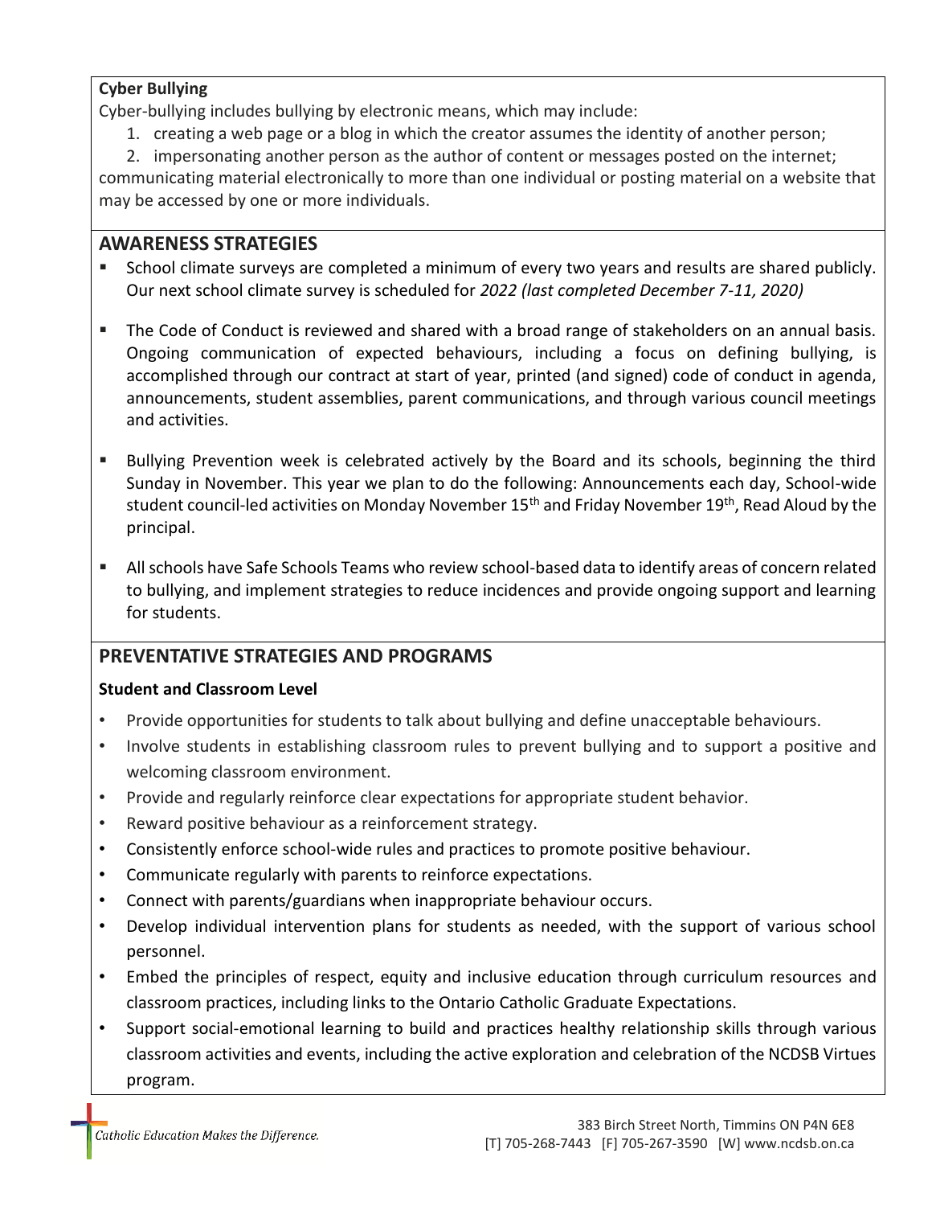**Cyber Bullying**

Cyber-bullying includes bullying by electronic means, which may include:

1. creating a web page or a blog in which the creator assumes the identity of another person;
2. impersonating another person as the author of content or messages posted on the internet;

communicating material electronically to more than one individual or posting material on a website that may be accessed by one or more individuals.

## AWARENESS STRATEGIES

- School climate surveys are completed a minimum of every two years and results are shared publicly. Our next school climate survey is scheduled for *2022 (last completed December 7-11, 2020)*
- The Code of Conduct is reviewed and shared with a broad range of stakeholders on an annual basis. Ongoing communication of expected behaviours, including a focus on defining bullying, is accomplished through our contract at start of year, printed (and signed) code of conduct in agenda, announcements, student assemblies, parent communications, and through various council meetings and activities.
- Bullying Prevention week is celebrated actively by the Board and its schools, beginning the third Sunday in November. This year we plan to do the following: Announcements each day, School-wide student council-led activities on Monday November 15th and Friday November 19th, Read Aloud by the principal.
- All schools have Safe Schools Teams who review school-based data to identify areas of concern related to bullying, and implement strategies to reduce incidences and provide ongoing support and learning for students.

## PREVENTATIVE STRATEGIES AND PROGRAMS

**Student and Classroom Level**

- Provide opportunities for students to talk about bullying and define unacceptable behaviours.
- Involve students in establishing classroom rules to prevent bullying and to support a positive and welcoming classroom environment.
- Provide and regularly reinforce clear expectations for appropriate student behavior.
- Reward positive behaviour as a reinforcement strategy.
- Consistently enforce school-wide rules and practices to promote positive behaviour.
- Communicate regularly with parents to reinforce expectations.
- Connect with parents/guardians when inappropriate behaviour occurs.
- Develop individual intervention plans for students as needed, with the support of various school personnel.
- Embed the principles of respect, equity and inclusive education through curriculum resources and classroom practices, including links to the Ontario Catholic Graduate Expectations.
- Support social-emotional learning to build and practices healthy relationship skills through various classroom activities and events, including the active exploration and celebration of the NCDSB Virtues program.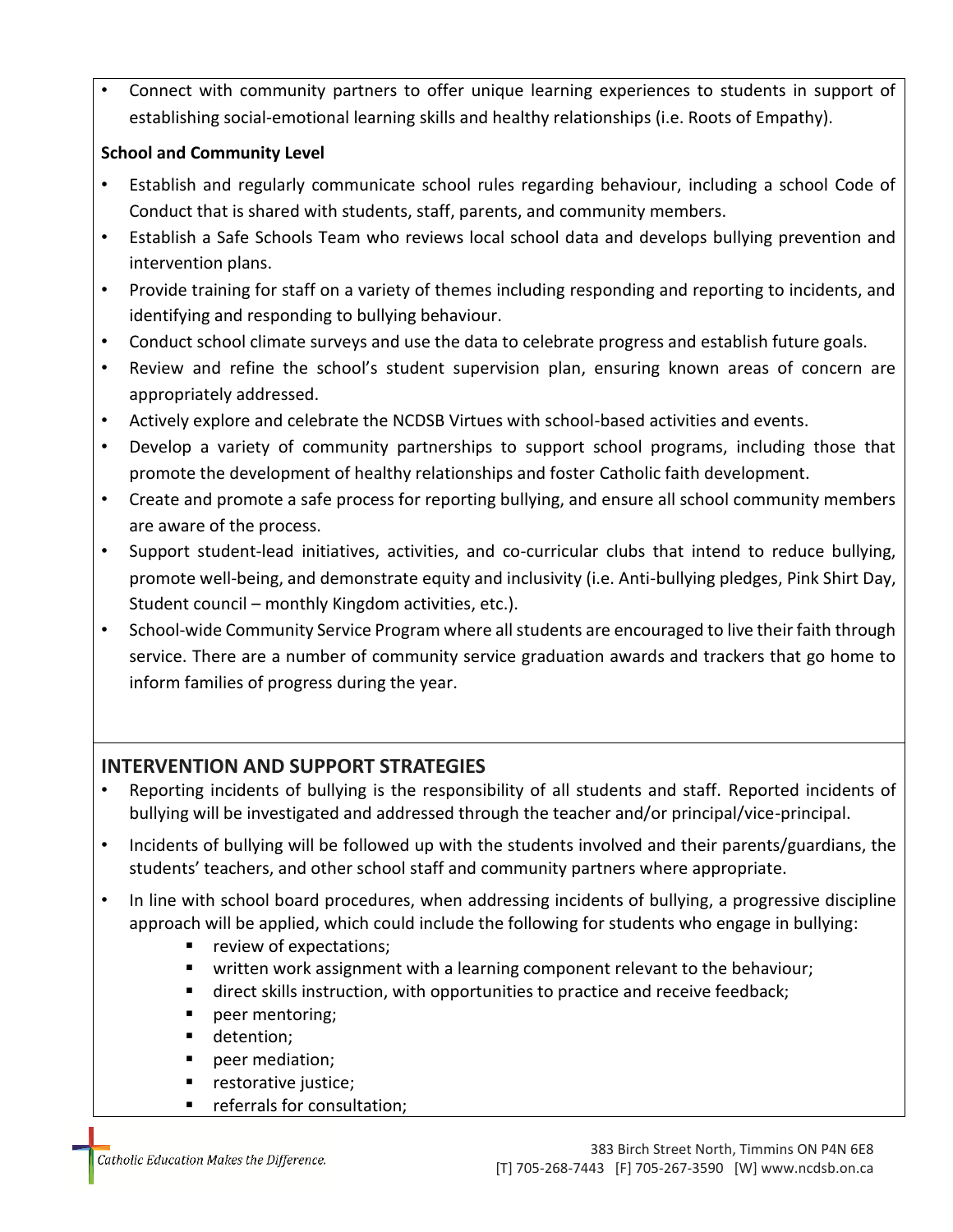- Connect with community partners to offer unique learning experiences to students in support of establishing social-emotional learning skills and healthy relationships (i.e. Roots of Empathy).

**School and Community Level**

- Establish and regularly communicate school rules regarding behaviour, including a school Code of Conduct that is shared with students, staff, parents, and community members.
- Establish a Safe Schools Team who reviews local school data and develops bullying prevention and intervention plans.
- Provide training for staff on a variety of themes including responding and reporting to incidents, and identifying and responding to bullying behaviour.
- Conduct school climate surveys and use the data to celebrate progress and establish future goals.
- Review and refine the school's student supervision plan, ensuring known areas of concern are appropriately addressed.
- Actively explore and celebrate the NCDSB Virtues with school-based activities and events.
- Develop a variety of community partnerships to support school programs, including those that promote the development of healthy relationships and foster Catholic faith development.
- Create and promote a safe process for reporting bullying, and ensure all school community members are aware of the process.
- Support student-lead initiatives, activities, and co-curricular clubs that intend to reduce bullying, promote well-being, and demonstrate equity and inclusivity (i.e. Anti-bullying pledges, Pink Shirt Day, Student council – monthly Kingdom activities, etc.).
- School-wide Community Service Program where all students are encouraged to live their faith through service. There are a number of community service graduation awards and trackers that go home to inform families of progress during the year.

## INTERVENTION AND SUPPORT STRATEGIES

- Reporting incidents of bullying is the responsibility of all students and staff. Reported incidents of bullying will be investigated and addressed through the teacher and/or principal/vice-principal.
- Incidents of bullying will be followed up with the students involved and their parents/guardians, the students' teachers, and other school staff and community partners where appropriate.
- In line with school board procedures, when addressing incidents of bullying, a progressive discipline approach will be applied, which could include the following for students who engage in bullying:
  - review of expectations;
  - written work assignment with a learning component relevant to the behaviour;
  - direct skills instruction, with opportunities to practice and receive feedback;
  - peer mentoring;
  - detention;
  - peer mediation;
  - restorative justice;
  - referrals for consultation;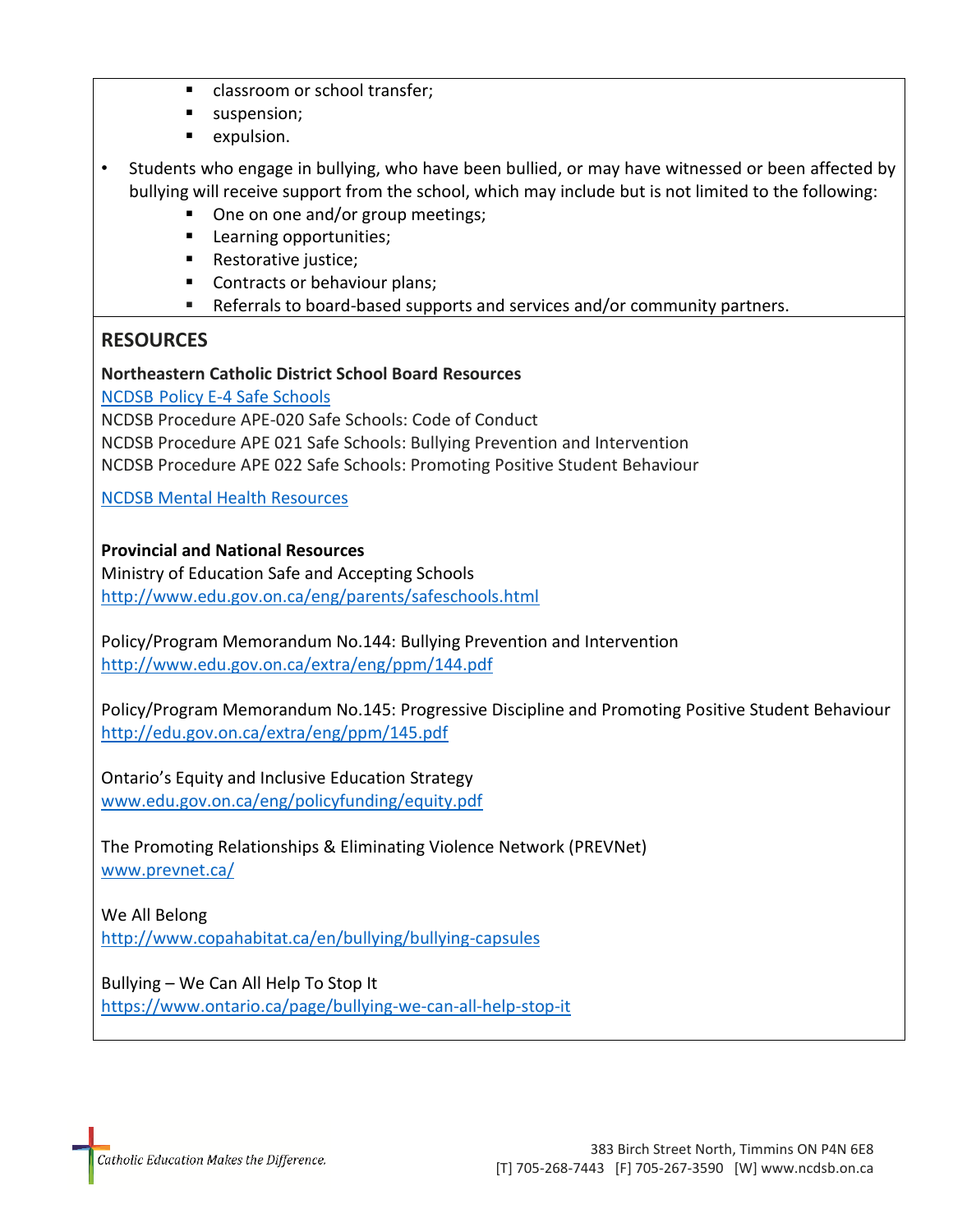- classroom or school transfer;
- suspension;
- expulsion.

- Students who engage in bullying, who have been bullied, or may have witnessed or been affected by bullying will receive support from the school, which may include but is not limited to the following:
  - One on one and/or group meetings;
  - Learning opportunities;
  - Restorative justice;
  - Contracts or behaviour plans;
  - Referrals to board-based supports and services and/or community partners.

## RESOURCES

**Northeastern Catholic District School Board Resources**

NCDSB Policy E-4 Safe Schools
NCDSB Procedure APE-020 Safe Schools: Code of Conduct
NCDSB Procedure APE 021 Safe Schools: Bullying Prevention and Intervention
NCDSB Procedure APE 022 Safe Schools: Promoting Positive Student Behaviour

NCDSB Mental Health Resources

**Provincial and National Resources**

Ministry of Education Safe and Accepting Schools
http://www.edu.gov.on.ca/eng/parents/safeschools.html

Policy/Program Memorandum No.144: Bullying Prevention and Intervention
http://www.edu.gov.on.ca/extra/eng/ppm/144.pdf

Policy/Program Memorandum No.145: Progressive Discipline and Promoting Positive Student Behaviour
http://edu.gov.on.ca/extra/eng/ppm/145.pdf

Ontario's Equity and Inclusive Education Strategy
www.edu.gov.on.ca/eng/policyfunding/equity.pdf

The Promoting Relationships & Eliminating Violence Network (PREVNet)
www.prevnet.ca/

We All Belong
http://www.copahabitat.ca/en/bullying/bullying-capsules

Bullying – We Can All Help To Stop It
https://www.ontario.ca/page/bullying-we-can-all-help-stop-it